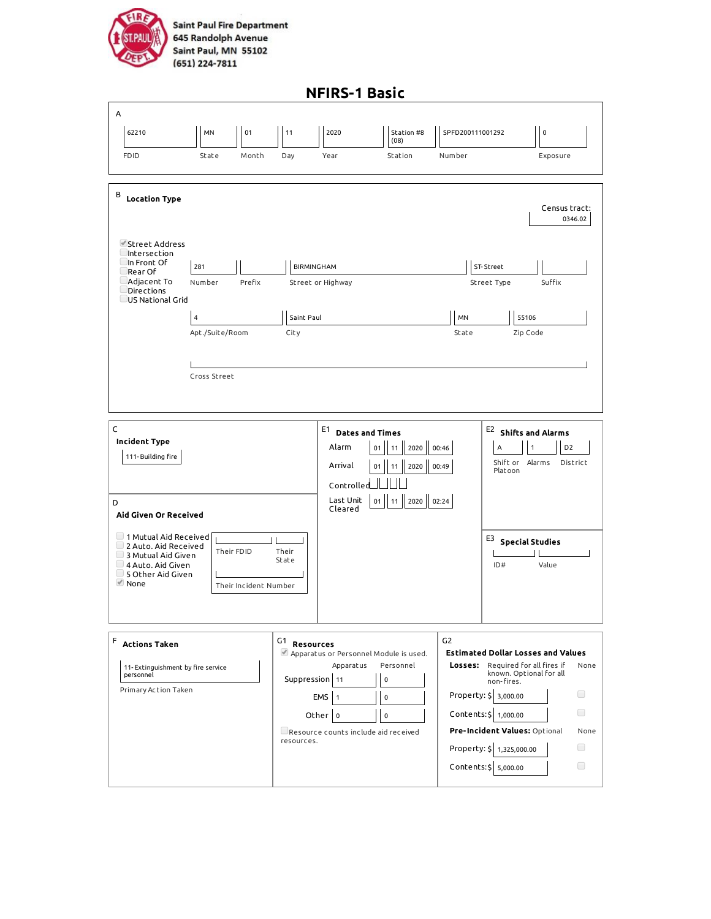Saint Paul Fire Department
645 Randolph Avenue
Saint Paul, MN 55102
(651) 224-7811

# NFIRS-1 Basic

## A

| FDID | State | Month | Day | Year | Station | Number | Exposure |
|---|---|---|---|---|---|---|---|
| 62210 | MN | 01 | 11 | 2020 | Station #8 (08) | SPFD200111001292 | 0 |

## B Location Type

Census tract: 0346.02

- [x] Street Address
- [ ] Intersection
- [ ] In Front Of
- [ ] Rear Of
- [ ] Adjacent To
- [ ] Directions
- [ ] US National Grid

| Number | Prefix | Street or Highway | Street Type | Suffix |
|---|---|---|---|---|
| 281 | | BIRMINGHAM | ST-Street | |

| Apt./Suite/Room | City | State | Zip Code |
|---|---|---|---|
| 4 | Saint Paul | MN | 55106 |

Cross Street:

## C Incident Type

111-Building fire

## D Aid Given Or Received

- [ ] 1 Mutual Aid Received
- [ ] 2 Auto. Aid Received
- [ ] 3 Mutual Aid Given
- [ ] 4 Auto. Aid Given
- [ ] 5 Other Aid Given
- [x] None

Their FDID: 
Their State: 
Their Incident Number: 

## E1 Dates and Times

| | Month | Day | Year | Time |
|---|---|---|---|---|
| Alarm | 01 | 11 | 2020 | 00:46 |
| Arrival | 01 | 11 | 2020 | 00:49 |
| Controlled | | | | |
| Last Unit Cleared | 01 | 11 | 2020 | 02:24 |

## E2 Shifts and Alarms

| Shift or Platoon | Alarms | District |
|---|---|---|
| A | 1 | D2 |

## E3 Special Studies

| ID# | Value |
|---|---|
| | |

## F Actions Taken

11-Extinguishment by fire service personnel

Primary Action Taken

## G1 Resources

- [x] Apparatus or Personnel Module is used.

| | Apparatus | Personnel |
|---|---|---|
| Suppression | 11 | 0 |
| EMS | 1 | 0 |
| Other | 0 | 0 |

- [ ] Resource counts include aid received resources.

## G2 Estimated Dollar Losses and Values

**Losses:** Required for all fires if known. Optional for all non-fires.

| | Value | None |
|---|---|---|
| Property: $ | 3,000.00 | [ ] |
| Contents: $ | 1,000.00 | [ ] |

**Pre-Incident Values:** Optional

| | Value | None |
|---|---|---|
| Property: $ | 1,325,000.00 | [ ] |
| Contents: $ | 5,000.00 | [ ] |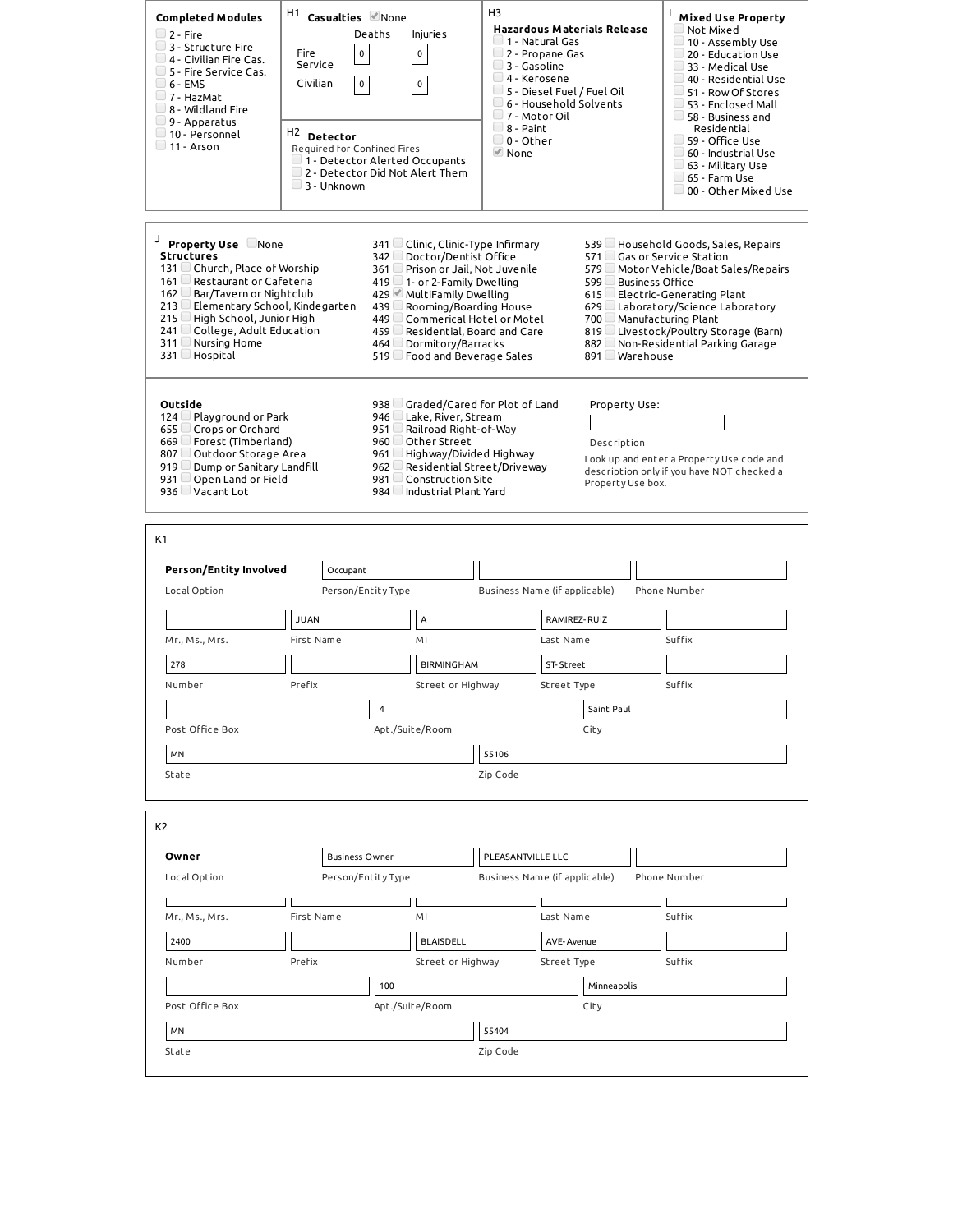**Completed Modules**

- [ ] 2 - Fire
- [ ] 3 - Structure Fire
- [ ] 4 - Civilian Fire Cas.
- [ ] 5 - Fire Service Cas.
- [ ] 6 - EMS
- [ ] 7 - HazMat
- [ ] 8 - Wildland Fire
- [ ] 9 - Apparatus
- [ ] 10 - Personnel
- [ ] 11 - Arson

**H1 Casualties** [x] None

| | Deaths | Injuries |
|---|---|---|
| Fire Service | 0 | 0 |
| Civilian | 0 | 0 |

**H2 Detector**

Required for Confined Fires

- [ ] 1 - Detector Alerted Occupants
- [ ] 2 - Detector Did Not Alert Them
- [ ] 3 - Unknown

**H3 Hazardous Materials Release**

- [ ] 1 - Natural Gas
- [ ] 2 - Propane Gas
- [ ] 3 - Gasoline
- [ ] 4 - Kerosene
- [ ] 5 - Diesel Fuel / Fuel Oil
- [ ] 6 - Household Solvents
- [ ] 7 - Motor Oil
- [ ] 8 - Paint
- [ ] 0 - Other
- [x] None

**I Mixed Use Property**

- [ ] Not Mixed
- [ ] 10 - Assembly Use
- [ ] 20 - Education Use
- [ ] 33 - Medical Use
- [ ] 40 - Residential Use
- [ ] 51 - Row Of Stores
- [ ] 53 - Enclosed Mall
- [ ] 58 - Business and Residential
- [ ] 59 - Office Use
- [ ] 60 - Industrial Use
- [ ] 63 - Military Use
- [ ] 65 - Farm Use
- [ ] 00 - Other Mixed Use

**J Property Use** [ ] None

**Structures**

- 131 [ ] Church, Place of Worship
- 161 [ ] Restaurant or Cafeteria
- 162 [ ] Bar/Tavern or Nightclub
- 213 [ ] Elementary School, Kindergarten
- 215 [ ] High School, Junior High
- 241 [ ] College, Adult Education
- 311 [ ] Nursing Home
- 331 [ ] Hospital
- 341 [ ] Clinic, Clinic-Type Infirmary
- 342 [ ] Doctor/Dentist Office
- 361 [ ] Prison or Jail, Not Juvenile
- 419 [ ] 1- or 2-Family Dwelling
- 429 [x] MultiFamily Dwelling
- 439 [ ] Rooming/Boarding House
- 449 [ ] Commerical Hotel or Motel
- 459 [ ] Residential, Board and Care
- 464 [ ] Dormitory/Barracks
- 519 [ ] Food and Beverage Sales
- 539 [ ] Household Goods, Sales, Repairs
- 571 [ ] Gas or Service Station
- 579 [ ] Motor Vehicle/Boat Sales/Repairs
- 599 [ ] Business Office
- 615 [ ] Electric-Generating Plant
- 629 [ ] Laboratory/Science Laboratory
- 700 [ ] Manufacturing Plant
- 819 [ ] Livestock/Poultry Storage (Barn)
- 882 [ ] Non-Residential Parking Garage
- 891 [ ] Warehouse

**Outside**

- 124 [ ] Playground or Park
- 655 [ ] Crops or Orchard
- 669 [ ] Forest (Timberland)
- 807 [ ] Outdoor Storage Area
- 919 [ ] Dump or Sanitary Landfill
- 931 [ ] Open Land or Field
- 936 [ ] Vacant Lot
- 938 [ ] Graded/Cared for Plot of Land
- 946 [ ] Lake, River, Stream
- 951 [ ] Railroad Right-of-Way
- 960 [ ] Other Street
- 961 [ ] Highway/Divided Highway
- 962 [ ] Residential Street/Driveway
- 981 [ ] Construction Site
- 984 [ ] Industrial Plant Yard

Property Use: ______

Description

Look up and enter a Property Use code and description only if you have NOT checked a Property Use box.

**K1 Person/Entity Involved**

| Field | Value |
|---|---|
| Local Option | |
| Person/Entity Type | Occupant |
| Business Name (if applicable) | |
| Phone Number | |
| Mr., Ms., Mrs. | |
| First Name | JUAN |
| MI | A |
| Last Name | RAMIREZ-RUIZ |
| Suffix | |
| Number | 278 |
| Prefix | |
| Street or Highway | BIRMINGHAM |
| Street Type | ST-Street |
| Suffix | |
| Post Office Box | |
| Apt./Suite/Room | 4 |
| City | Saint Paul |
| State | MN |
| Zip Code | 55106 |

**K2 Owner**

| Field | Value |
|---|---|
| Local Option | |
| Person/Entity Type | Business Owner |
| Business Name (if applicable) | PLEASANTVILLE LLC |
| Phone Number | |
| Mr., Ms., Mrs. | |
| First Name | |
| MI | |
| Last Name | |
| Suffix | |
| Number | 2400 |
| Prefix | |
| Street or Highway | BLAISDELL |
| Street Type | AVE-Avenue |
| Suffix | |
| Post Office Box | |
| Apt./Suite/Room | 100 |
| City | Minneapolis |
| State | MN |
| Zip Code | 55404 |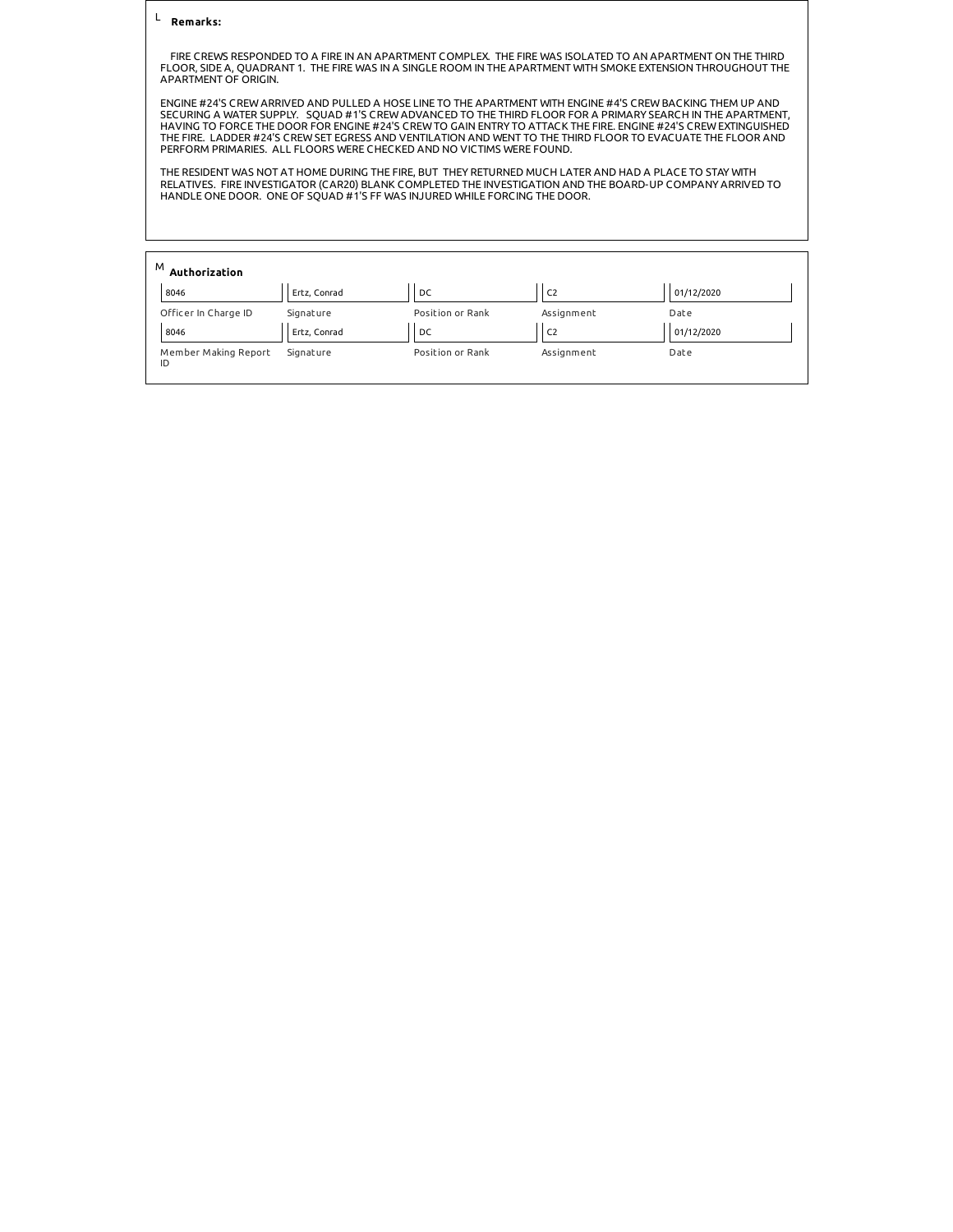L **Remarks:**

FIRE CREWS RESPONDED TO A FIRE IN AN APARTMENT COMPLEX. THE FIRE WAS ISOLATED TO AN APARTMENT ON THE THIRD FLOOR, SIDE A, QUADRANT 1. THE FIRE WAS IN A SINGLE ROOM IN THE APARTMENT WITH SMOKE EXTENSION THROUGHOUT THE APARTMENT OF ORIGIN.

ENGINE #24'S CREW ARRIVED AND PULLED A HOSE LINE TO THE APARTMENT WITH ENGINE #4'S CREW BACKING THEM UP AND SECURING A WATER SUPPLY. SQUAD #1'S CREW ADVANCED TO THE THIRD FLOOR FOR A PRIMARY SEARCH IN THE APARTMENT, HAVING TO FORCE THE DOOR FOR ENGINE #24'S CREW TO GAIN ENTRY TO ATTACK THE FIRE. ENGINE #24'S CREW EXTINGUISHED THE FIRE. LADDER #24'S CREW SET EGRESS AND VENTILATION AND WENT TO THE THIRD FLOOR TO EVACUATE THE FLOOR AND PERFORM PRIMARIES. ALL FLOORS WERE CHECKED AND NO VICTIMS WERE FOUND.

THE RESIDENT WAS NOT AT HOME DURING THE FIRE, BUT THEY RETURNED MUCH LATER AND HAD A PLACE TO STAY WITH RELATIVES. FIRE INVESTIGATOR (CAR20) BLANK COMPLETED THE INVESTIGATION AND THE BOARD-UP COMPANY ARRIVED TO HANDLE ONE DOOR. ONE OF SQUAD #1'S FF WAS INJURED WHILE FORCING THE DOOR.

M **Authorization**

| Officer In Charge ID | Signature | Position or Rank | Assignment | Date |
|---|---|---|---|---|
| 8046 | Ertz, Conrad | DC | C2 | 01/12/2020 |

| Member Making Report ID | Signature | Position or Rank | Assignment | Date |
|---|---|---|---|---|
| 8046 | Ertz, Conrad | DC | C2 | 01/12/2020 |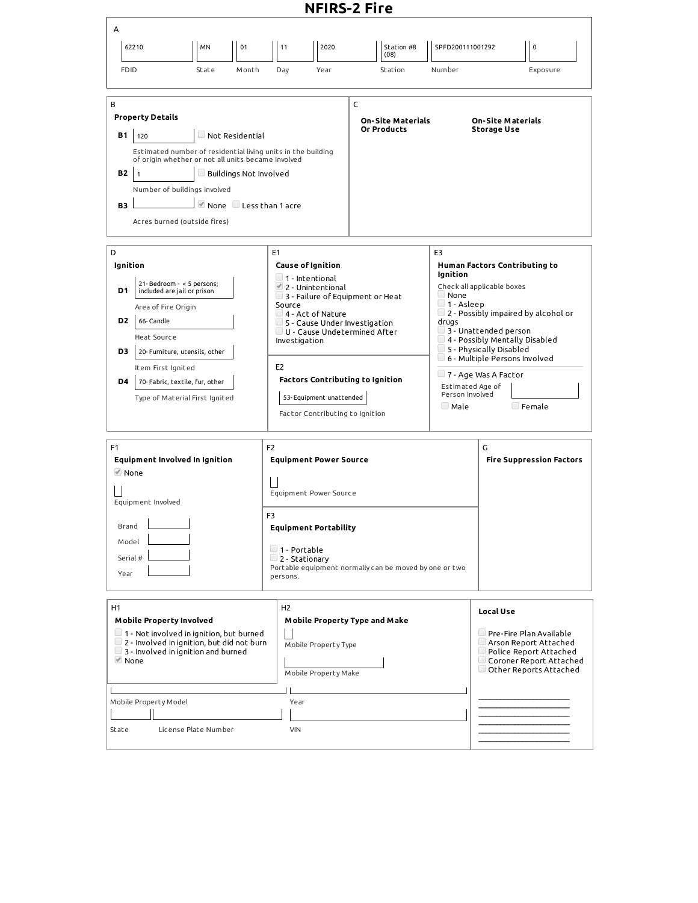# NFIRS-2 Fire

**A**

| FDID | State | Month | Day | Year | Station | Number | Exposure |
|---|---|---|---|---|---|---|---|
| 62210 | MN | 01 | 11 | 2020 | Station #8 (08) | SPFD200111001292 | 0 |

**B**

**Property Details**

**B1** 120 ☐ Not Residential

Estimated number of residential living units in the building of origin whether or not all units became involved

**B2** 1 ☐ Buildings Not Involved

Number of buildings involved

**B3** ☑ None ☐ Less than 1 acre

Acres burned (outside fires)

**C**

**On-Site Materials Or Products**

**On-Site Materials Storage Use**

**D**

**Ignition**

**D1** 21- Bedroom - < 5 persons; included are jail or prison

Area of Fire Origin

**D2** 66- Candle

Heat Source

**D3** 20- Furniture, utensils, other

Item First Ignited

**D4** 70- Fabric, textile, fur, other

Type of Material First Ignited

**E1**

**Cause of Ignition**

- ☐ 1 - Intentional
- ☑ 2 - Unintentional
- ☐ 3 - Failure of Equipment or Heat Source
- ☐ 4 - Act of Nature
- ☐ 5 - Cause Under Investigation
- ☐ U - Cause Undetermined After Investigation

**E2**

**Factors Contributing to Ignition**

53- Equipment unattended

Factor Contributing to Ignition

**E3**

**Human Factors Contributing to Ignition**

Check all applicable boxes

- ☐ None
- ☐ 1 - Asleep
- ☐ 2 - Possibly impaired by alcohol or drugs
- ☐ 3 - Unattended person
- ☐ 4 - Possibly Mentally Disabled
- ☐ 5 - Physically Disabled
- ☐ 6 - Multiple Persons Involved
- ☐ 7 - Age Was A Factor

Estimated Age of Person Involved

☐ Male ☐ Female

**F1**

**Equipment Involved In Ignition**

☑ None

Equipment Involved

Brand

Model

Serial #

Year

**F2**

**Equipment Power Source**

Equipment Power Source

**F3**

**Equipment Portability**

- ☐ 1 - Portable
- ☐ 2 - Stationary

Portable equipment normally can be moved by one or two persons.

**G**

**Fire Suppression Factors**

**H1**

**Mobile Property Involved**

- ☐ 1 - Not involved in ignition, but burned
- ☐ 2 - Involved in ignition, but did not burn
- ☐ 3 - Involved in ignition and burned
- ☑ None

**H2**

**Mobile Property Type and Make**

Mobile Property Type

Mobile Property Make

Mobile Property Model

Year

State

License Plate Number

VIN

**Local Use**

- ☐ Pre-Fire Plan Available
- ☐ Arson Report Attached
- ☐ Police Report Attached
- ☐ Coroner Report Attached
- ☐ Other Reports Attached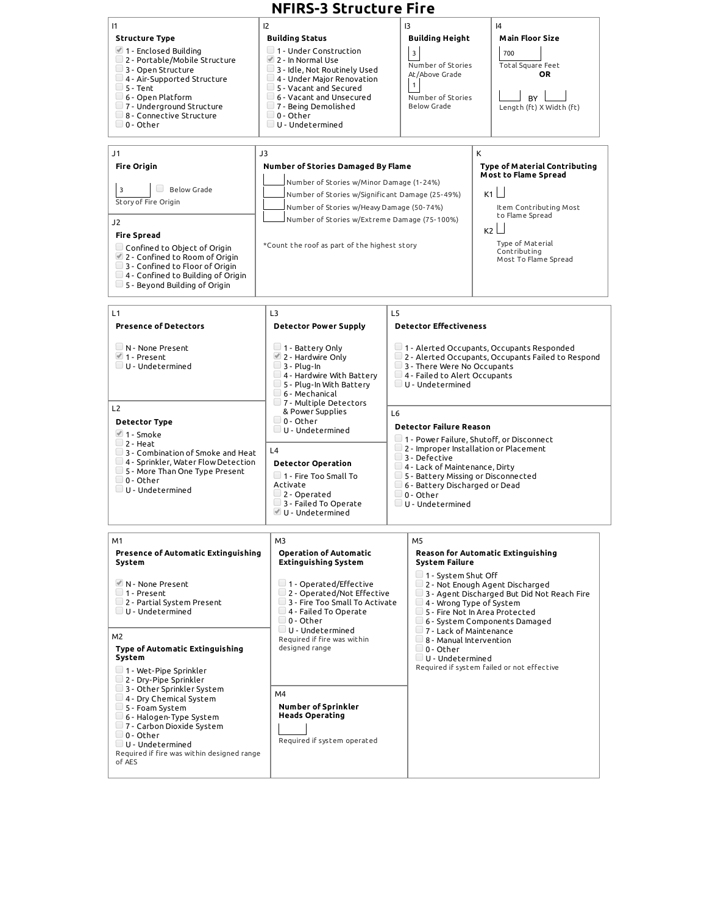# NFIRS-3 Structure Fire

**I1**

**Structure Type**

- [x] 1 - Enclosed Building
- [ ] 2 - Portable/Mobile Structure
- [ ] 3 - Open Structure
- [ ] 4 - Air-Supported Structure
- [ ] 5 - Tent
- [ ] 6 - Open Platform
- [ ] 7 - Underground Structure
- [ ] 8 - Connective Structure
- [ ] 0 - Other

**I2**

**Building Status**

- [ ] 1 - Under Construction
- [x] 2 - In Normal Use
- [ ] 3 - Idle, Not Routinely Used
- [ ] 4 - Under Major Renovation
- [ ] 5 - Vacant and Secured
- [ ] 6 - Vacant and Unsecured
- [ ] 7 - Being Demolished
- [ ] 0 - Other
- [ ] U - Undetermined

**I3**

**Building Height**

3 — Number of Stories At/Above Grade

1 — Number of Stories Below Grade

**I4**

**Main Floor Size**

700 — Total Square Feet

OR

____ BY ____ Length (ft) X Width (ft)

**J1**

**Fire Origin**

3 — Story of Fire Origin

- [ ] Below Grade

**J2**

**Fire Spread**

- [ ] Confined to Object of Origin
- [x] 2 - Confined to Room of Origin
- [ ] 3 - Confined to Floor of Origin
- [ ] 4 - Confined to Building of Origin
- [ ] 5 - Beyond Building of Origin

**J3**

**Number of Stories Damaged By Flame**

____ Number of Stories w/Minor Damage (1-24%)

____ Number of Stories w/Significant Damage (25-49%)

____ Number of Stories w/Heavy Damage (50-74%)

____ Number of Stories w/Extreme Damage (75-100%)

*Count the roof as part of the highest story

**K**

**Type of Material Contributing Most to Flame Spread**

K1 ____ Item Contributing Most to Flame Spread

K2 ____ Type of Material Contributing Most To Flame Spread

**L1**

**Presence of Detectors**

- [ ] N - None Present
- [x] 1 - Present
- [ ] U - Undetermined

**L2**

**Detector Type**

- [x] 1 - Smoke
- [ ] 2 - Heat
- [ ] 3 - Combination of Smoke and Heat
- [ ] 4 - Sprinkler, Water Flow Detection
- [ ] 5 - More Than One Type Present
- [ ] 0 - Other
- [ ] U - Undetermined

**L3**

**Detector Power Supply**

- [ ] 1 - Battery Only
- [x] 2 - Hardwire Only
- [ ] 3 - Plug-In
- [ ] 4 - Hardwire With Battery
- [ ] 5 - Plug-In With Battery
- [ ] 6 - Mechanical
- [ ] 7 - Multiple Detectors & Power Supplies
- [ ] 0 - Other
- [ ] U - Undetermined

**L4**

**Detector Operation**

- [ ] 1 - Fire Too Small To Activate
- [ ] 2 - Operated
- [ ] 3 - Failed To Operate
- [x] U - Undetermined

**L5**

**Detector Effectiveness**

- [ ] 1 - Alerted Occupants, Occupants Responded
- [ ] 2 - Alerted Occupants, Occupants Failed to Respond
- [ ] 3 - There Were No Occupants
- [ ] 4 - Failed to Alert Occupants
- [ ] U - Undetermined

**L6**

**Detector Failure Reason**

- [ ] 1 - Power Failure, Shutoff, or Disconnect
- [ ] 2 - Improper Installation or Placement
- [ ] 3 - Defective
- [ ] 4 - Lack of Maintenance, Dirty
- [ ] 5 - Battery Missing or Disconnected
- [ ] 6 - Battery Discharged or Dead
- [ ] 0 - Other
- [ ] U - Undetermined

**M1**

**Presence of Automatic Extinguishing System**

- [x] N - None Present
- [ ] 1 - Present
- [ ] 2 - Partial System Present
- [ ] U - Undetermined

**M2**

**Type of Automatic Extinguishing System**

- [ ] 1 - Wet-Pipe Sprinkler
- [ ] 2 - Dry-Pipe Sprinkler
- [ ] 3 - Other Sprinkler System
- [ ] 4 - Dry Chemical System
- [ ] 5 - Foam System
- [ ] 6 - Halogen-Type System
- [ ] 7 - Carbon Dioxide System
- [ ] 0 - Other
- [ ] U - Undetermined

Required if fire was within designed range of AES

**M3**

**Operation of Automatic Extinguishing System**

- [ ] 1 - Operated/Effective
- [ ] 2 - Operated/Not Effective
- [ ] 3 - Fire Too Small To Activate
- [ ] 4 - Failed To Operate
- [ ] 0 - Other
- [ ] U - Undetermined

Required if fire was within designed range

**M4**

**Number of Sprinkler Heads Operating**

____

Required if system operated

**M5**

**Reason for Automatic Extinguishing System Failure**

- [ ] 1 - System Shut Off
- [ ] 2 - Not Enough Agent Discharged
- [ ] 3 - Agent Discharged But Did Not Reach Fire
- [ ] 4 - Wrong Type of System
- [ ] 5 - Fire Not In Area Protected
- [ ] 6 - System Components Damaged
- [ ] 7 - Lack of Maintenance
- [ ] 8 - Manual Intervention
- [ ] 0 - Other
- [ ] U - Undetermined

Required if system failed or not effective